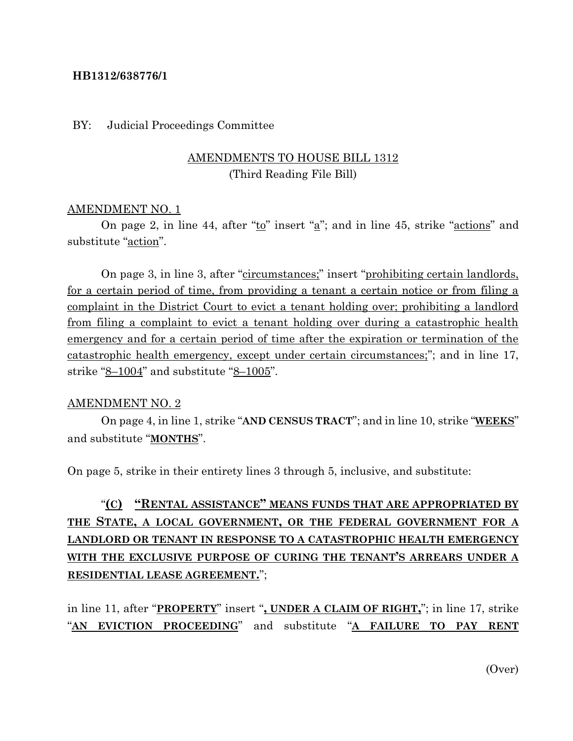**HB1312/638776/1**

BY: Judicial Proceedings Committee

AMENDMENTS TO HOUSE BILL 1312
(Third Reading File Bill)

AMENDMENT NO. 1

On page 2, in line 44, after "to" insert "a"; and in line 45, strike "actions" and substitute "action".

On page 3, in line 3, after "circumstances;" insert "prohibiting certain landlords, for a certain period of time, from providing a tenant a certain notice or from filing a complaint in the District Court to evict a tenant holding over; prohibiting a landlord from filing a complaint to evict a tenant holding over during a catastrophic health emergency and for a certain period of time after the expiration or termination of the catastrophic health emergency, except under certain circumstances;"; and in line 17, strike "8–1004" and substitute "8–1005".

AMENDMENT NO. 2

On page 4, in line 1, strike "**AND CENSUS TRACT**"; and in line 10, strike "**WEEKS**" and substitute "**MONTHS**".

On page 5, strike in their entirety lines 3 through 5, inclusive, and substitute:

"**(C) "RENTAL ASSISTANCE" MEANS FUNDS THAT ARE APPROPRIATED BY THE STATE, A LOCAL GOVERNMENT, OR THE FEDERAL GOVERNMENT FOR A LANDLORD OR TENANT IN RESPONSE TO A CATASTROPHIC HEALTH EMERGENCY WITH THE EXCLUSIVE PURPOSE OF CURING THE TENANT'S ARREARS UNDER A RESIDENTIAL LEASE AGREEMENT.**";

in line 11, after "**PROPERTY**" insert "**, UNDER A CLAIM OF RIGHT,**"; in line 17, strike "**AN EVICTION PROCEEDING**" and substitute "**A FAILURE TO PAY RENT**

(Over)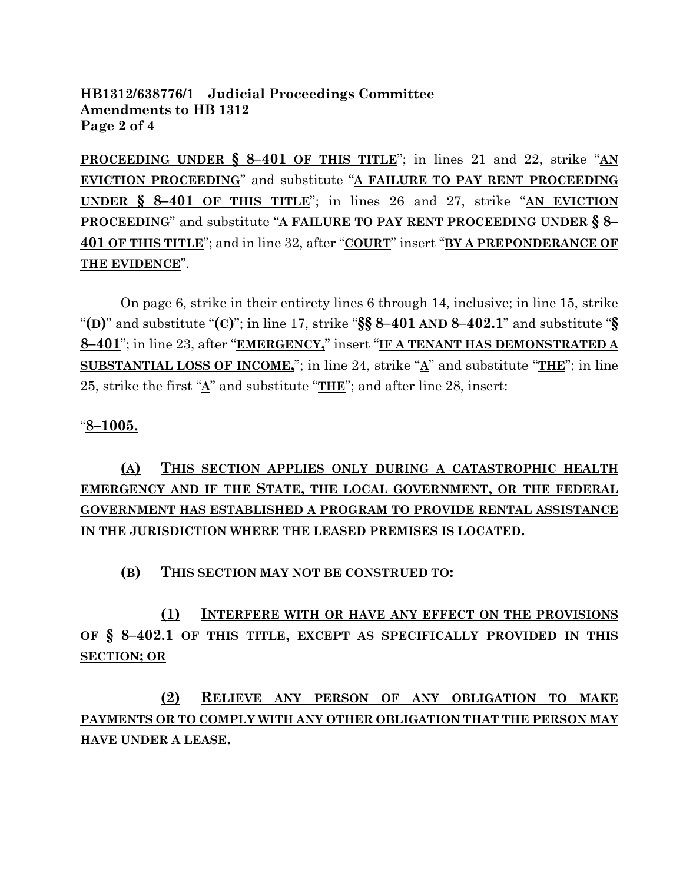**PROCEEDING UNDER § 8–401 OF THIS TITLE**"; in lines 21 and 22, strike "**AN EVICTION PROCEEDING**" and substitute "**A FAILURE TO PAY RENT PROCEEDING UNDER § 8–401 OF THIS TITLE**"; in lines 26 and 27, strike "**AN EVICTION PROCEEDING**" and substitute "**A FAILURE TO PAY RENT PROCEEDING UNDER § 8–401 OF THIS TITLE**"; and in line 32, after "**COURT**" insert "**BY A PREPONDERANCE OF THE EVIDENCE**".

On page 6, strike in their entirety lines 6 through 14, inclusive; in line 15, strike "**(D)**" and substitute "**(C)**"; in line 17, strike "**§§ 8–401 AND 8–402.1**" and substitute "**§ 8–401**"; in line 23, after "**EMERGENCY,**" insert "**IF A TENANT HAS DEMONSTRATED A SUBSTANTIAL LOSS OF INCOME,**"; in line 24, strike "**A**" and substitute "**THE**"; in line 25, strike the first "**A**" and substitute "**THE**"; and after line 28, insert:

"**8–1005.**

**(A) THIS SECTION APPLIES ONLY DURING A CATASTROPHIC HEALTH EMERGENCY AND IF THE STATE, THE LOCAL GOVERNMENT, OR THE FEDERAL GOVERNMENT HAS ESTABLISHED A PROGRAM TO PROVIDE RENTAL ASSISTANCE IN THE JURISDICTION WHERE THE LEASED PREMISES IS LOCATED.**

**(B) THIS SECTION MAY NOT BE CONSTRUED TO:**

**(1) INTERFERE WITH OR HAVE ANY EFFECT ON THE PROVISIONS OF § 8–402.1 OF THIS TITLE, EXCEPT AS SPECIFICALLY PROVIDED IN THIS SECTION; OR**

**(2) RELIEVE ANY PERSON OF ANY OBLIGATION TO MAKE PAYMENTS OR TO COMPLY WITH ANY OTHER OBLIGATION THAT THE PERSON MAY HAVE UNDER A LEASE.**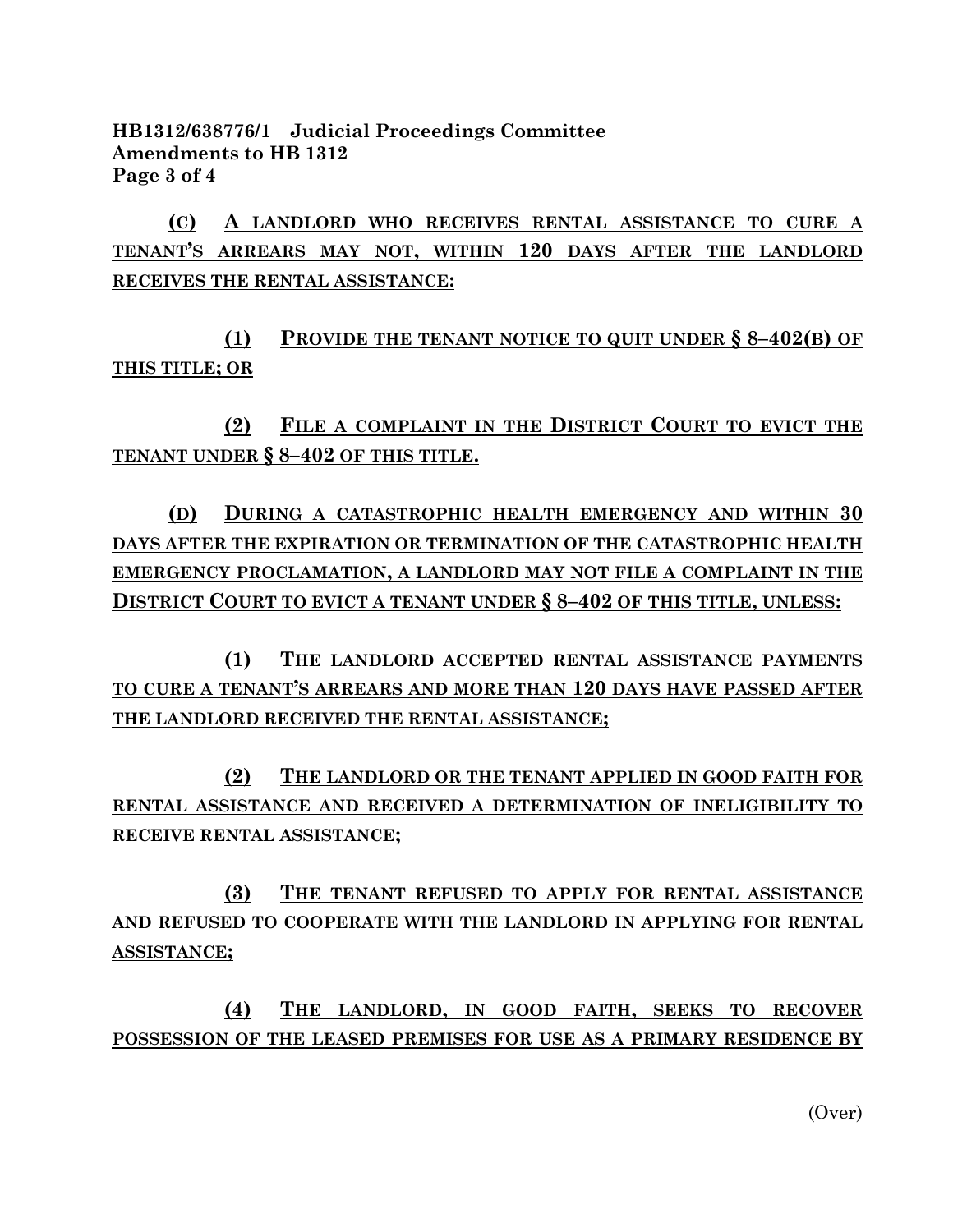**(C) A LANDLORD WHO RECEIVES RENTAL ASSISTANCE TO CURE A TENANT'S ARREARS MAY NOT, WITHIN 120 DAYS AFTER THE LANDLORD RECEIVES THE RENTAL ASSISTANCE:**

**(1) PROVIDE THE TENANT NOTICE TO QUIT UNDER § 8–402(B) OF THIS TITLE; OR**

**(2) FILE A COMPLAINT IN THE DISTRICT COURT TO EVICT THE TENANT UNDER § 8–402 OF THIS TITLE.**

**(D) DURING A CATASTROPHIC HEALTH EMERGENCY AND WITHIN 30 DAYS AFTER THE EXPIRATION OR TERMINATION OF THE CATASTROPHIC HEALTH EMERGENCY PROCLAMATION, A LANDLORD MAY NOT FILE A COMPLAINT IN THE DISTRICT COURT TO EVICT A TENANT UNDER § 8–402 OF THIS TITLE, UNLESS:**

**(1) THE LANDLORD ACCEPTED RENTAL ASSISTANCE PAYMENTS TO CURE A TENANT'S ARREARS AND MORE THAN 120 DAYS HAVE PASSED AFTER THE LANDLORD RECEIVED THE RENTAL ASSISTANCE;**

**(2) THE LANDLORD OR THE TENANT APPLIED IN GOOD FAITH FOR RENTAL ASSISTANCE AND RECEIVED A DETERMINATION OF INELIGIBILITY TO RECEIVE RENTAL ASSISTANCE;**

**(3) THE TENANT REFUSED TO APPLY FOR RENTAL ASSISTANCE AND REFUSED TO COOPERATE WITH THE LANDLORD IN APPLYING FOR RENTAL ASSISTANCE;**

**(4) THE LANDLORD, IN GOOD FAITH, SEEKS TO RECOVER POSSESSION OF THE LEASED PREMISES FOR USE AS A PRIMARY RESIDENCE BY**

(Over)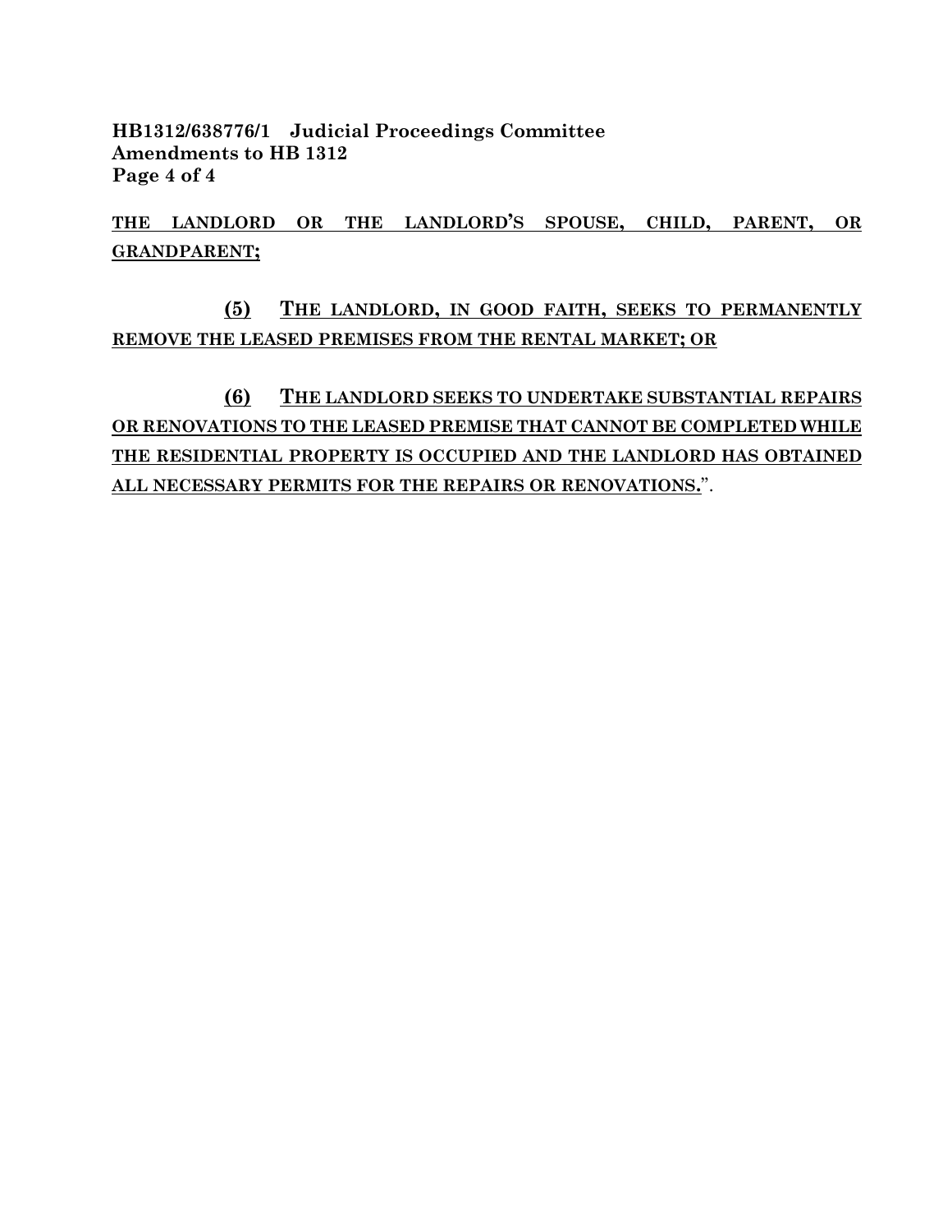THE LANDLORD OR THE LANDLORD'S SPOUSE, CHILD, PARENT, OR GRANDPARENT;

**(5)** THE LANDLORD, IN GOOD FAITH, SEEKS TO PERMANENTLY REMOVE THE LEASED PREMISES FROM THE RENTAL MARKET; OR

**(6)** THE LANDLORD SEEKS TO UNDERTAKE SUBSTANTIAL REPAIRS OR RENOVATIONS TO THE LEASED PREMISE THAT CANNOT BE COMPLETED WHILE THE RESIDENTIAL PROPERTY IS OCCUPIED AND THE LANDLORD HAS OBTAINED ALL NECESSARY PERMITS FOR THE REPAIRS OR RENOVATIONS.".